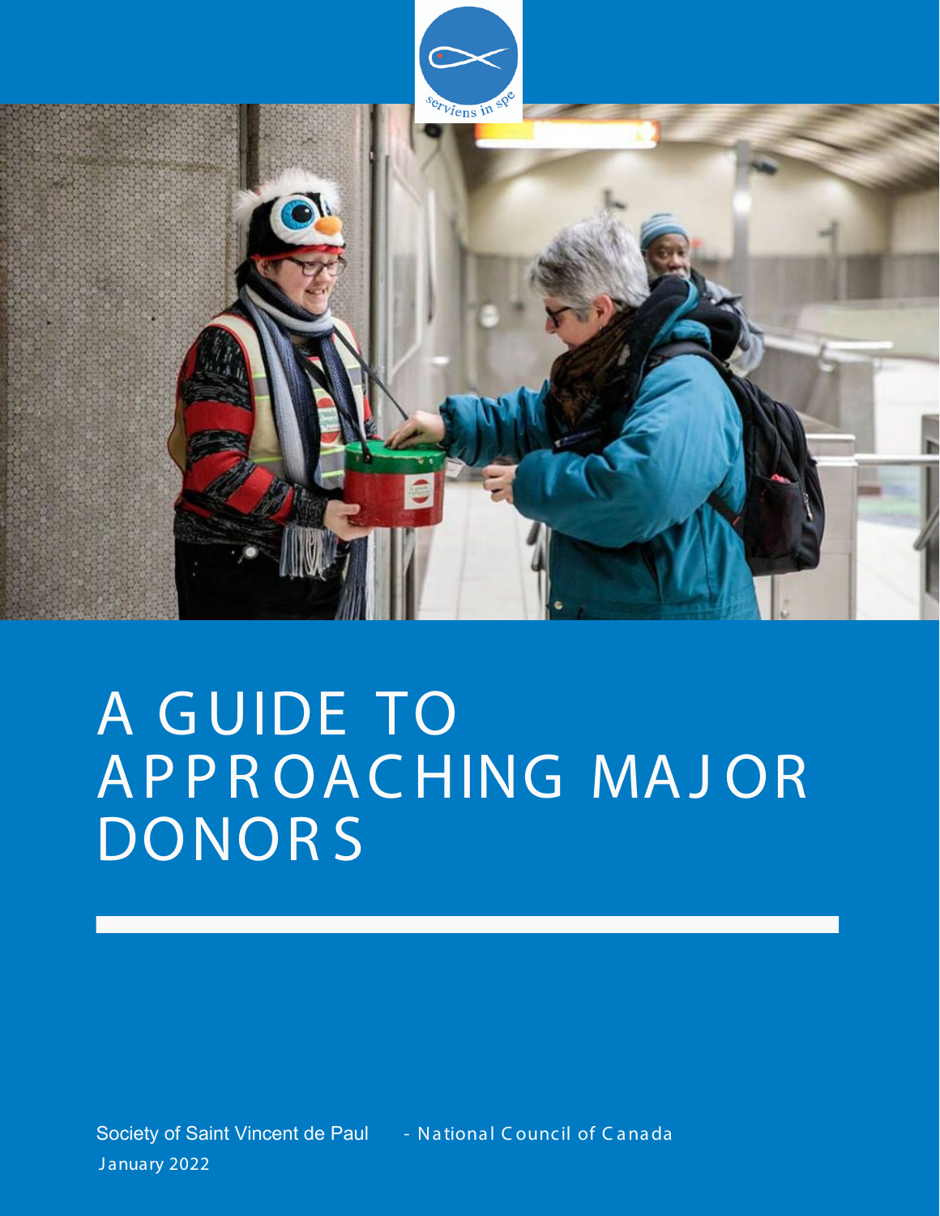# A GUIDE TO APPROACHING MAJOR DONORS

Society of Saint Vincent de Paul - National Council of Canada

January 2022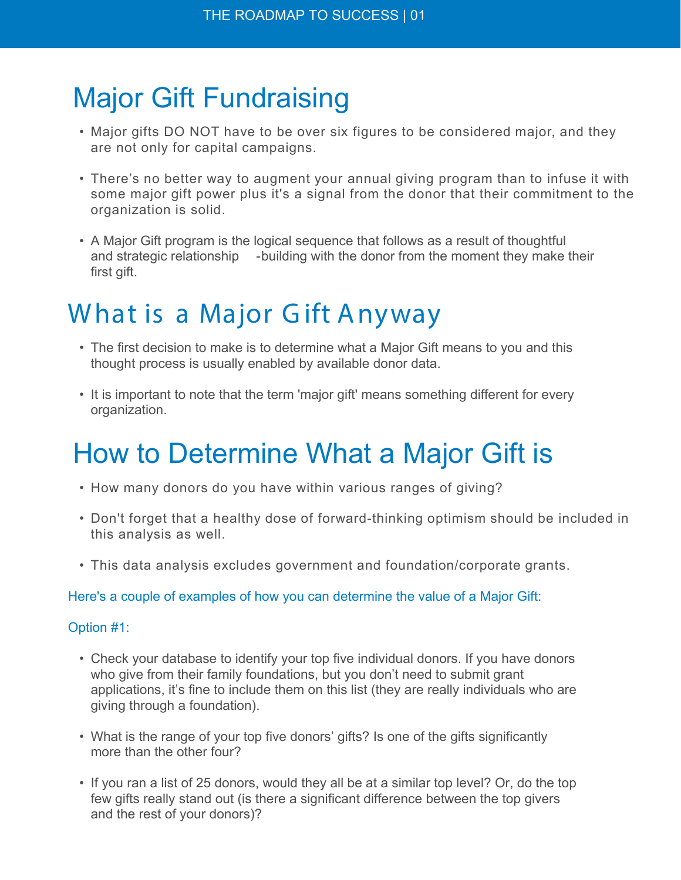# Major Gift Fundraising

- Major gifts DO NOT have to be over six figures to be considered major, and they are not only for capital campaigns.
- There's no better way to augment your annual giving program than to infuse it with some major gift power plus it's a signal from the donor that their commitment to the organization is solid.
- A Major Gift program is the logical sequence that follows as a result of thoughtful and strategic relationship-building with the donor from the moment they make their first gift.

# What is a Major Gift Anyway

- The first decision to make is to determine what a Major Gift means to you and this thought process is usually enabled by available donor data.
- It is important to note that the term 'major gift' means something different for every organization.

# How to Determine What a Major Gift is

- How many donors do you have within various ranges of giving?
- Don't forget that a healthy dose of forward-thinking optimism should be included in this analysis as well.
- This data analysis excludes government and foundation/corporate grants.

Here's a couple of examples of how you can determine the value of a Major Gift:

Option #1:

- Check your database to identify your top five individual donors. If you have donors who give from their family foundations, but you don't need to submit grant applications, it's fine to include them on this list (they are really individuals who are giving through a foundation).
- What is the range of your top five donors' gifts? Is one of the gifts significantly more than the other four?
- If you ran a list of 25 donors, would they all be at a similar top level? Or, do the top few gifts really stand out (is there a significant difference between the top givers and the rest of your donors)?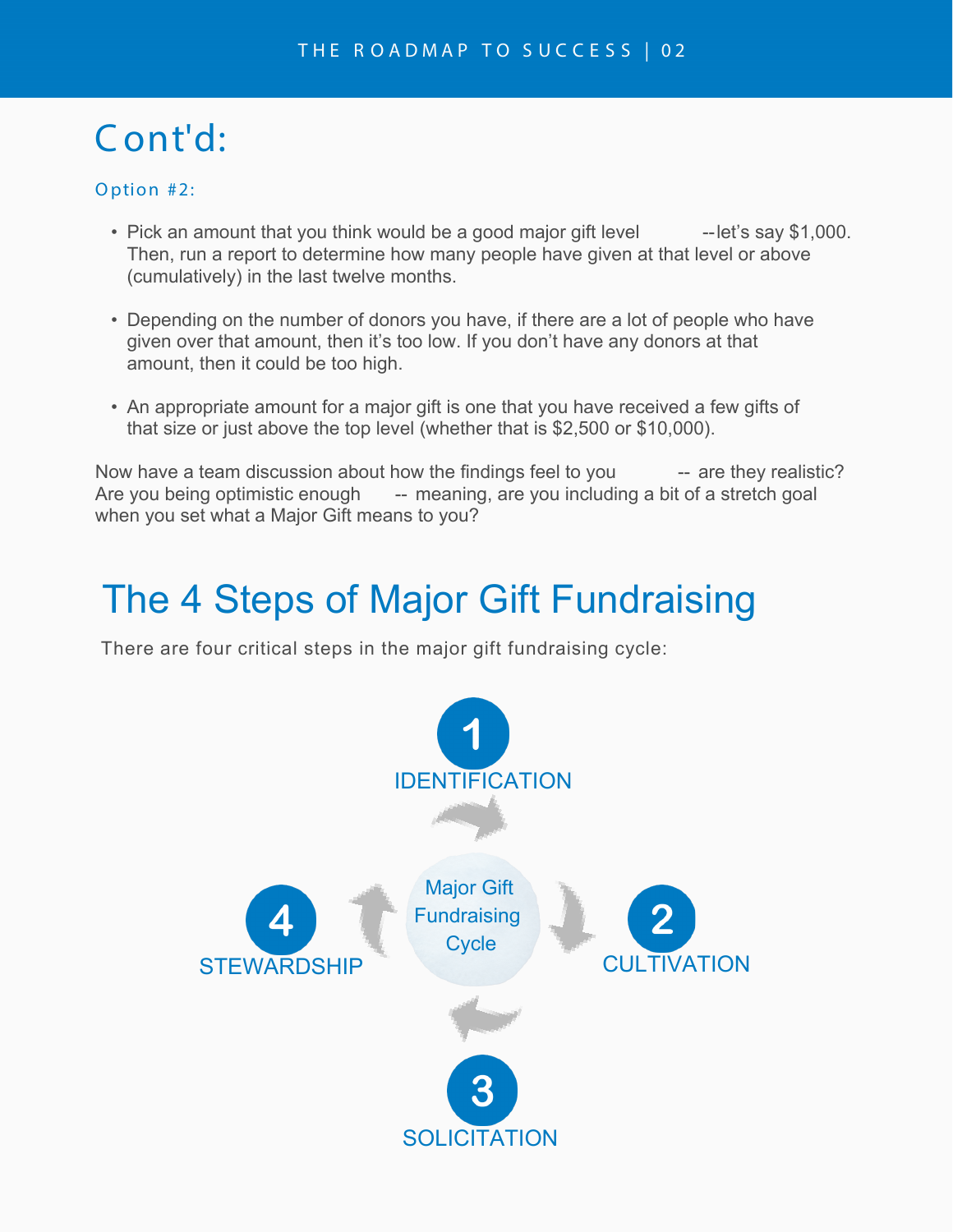## Cont'd:

Option #2:

- Pick an amount that you think would be a good major gift level --let's say $1,000. Then, run a report to determine how many people have given at that level or above (cumulatively) in the last twelve months.
- Depending on the number of donors you have, if there are a lot of people who have given over that amount, then it's too low. If you don't have any donors at that amount, then it could be too high.
- An appropriate amount for a major gift is one that you have received a few gifts of that size or just above the top level (whether that is $2,500 or $10,000).

Now have a team discussion about how the findings feel to you -- are they realistic? Are you being optimistic enough -- meaning, are you including a bit of a stretch goal when you set what a Major Gift means to you?

# The 4 Steps of Major Gift Fundraising

There are four critical steps in the major gift fundraising cycle:

Major Gift Fundraising Cycle

1. IDENTIFICATION
2. CULTIVATION
3. SOLICITATION
4. STEWARDSHIP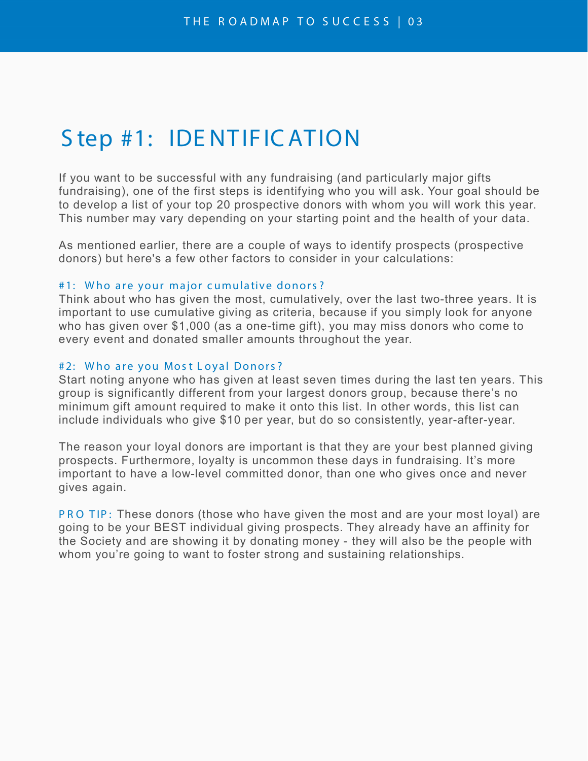# Step #1: IDENTIFICATION

If you want to be successful with any fundraising (and particularly major gifts fundraising), one of the first steps is identifying who you will ask. Your goal should be to develop a list of your top 20 prospective donors with whom you will work this year. This number may vary depending on your starting point and the health of your data.

As mentioned earlier, there are a couple of ways to identify prospects (prospective donors) but here's a few other factors to consider in your calculations:

### #1: Who are your major cumulative donors?

Think about who has given the most, cumulatively, over the last two-three years. It is important to use cumulative giving as criteria, because if you simply look for anyone who has given over $1,000 (as a one-time gift), you may miss donors who come to every event and donated smaller amounts throughout the year.

### #2: Who are you Most Loyal Donors?

Start noting anyone who has given at least seven times during the last ten years. This group is significantly different from your largest donors group, because there's no minimum gift amount required to make it onto this list. In other words, this list can include individuals who give $10 per year, but do so consistently, year-after-year.

The reason your loyal donors are important is that they are your best planned giving prospects. Furthermore, loyalty is uncommon these days in fundraising. It's more important to have a low-level committed donor, than one who gives once and never gives again.

PRO TIP: These donors (those who have given the most and are your most loyal) are going to be your BEST individual giving prospects. They already have an affinity for the Society and are showing it by donating money - they will also be the people with whom you're going to want to foster strong and sustaining relationships.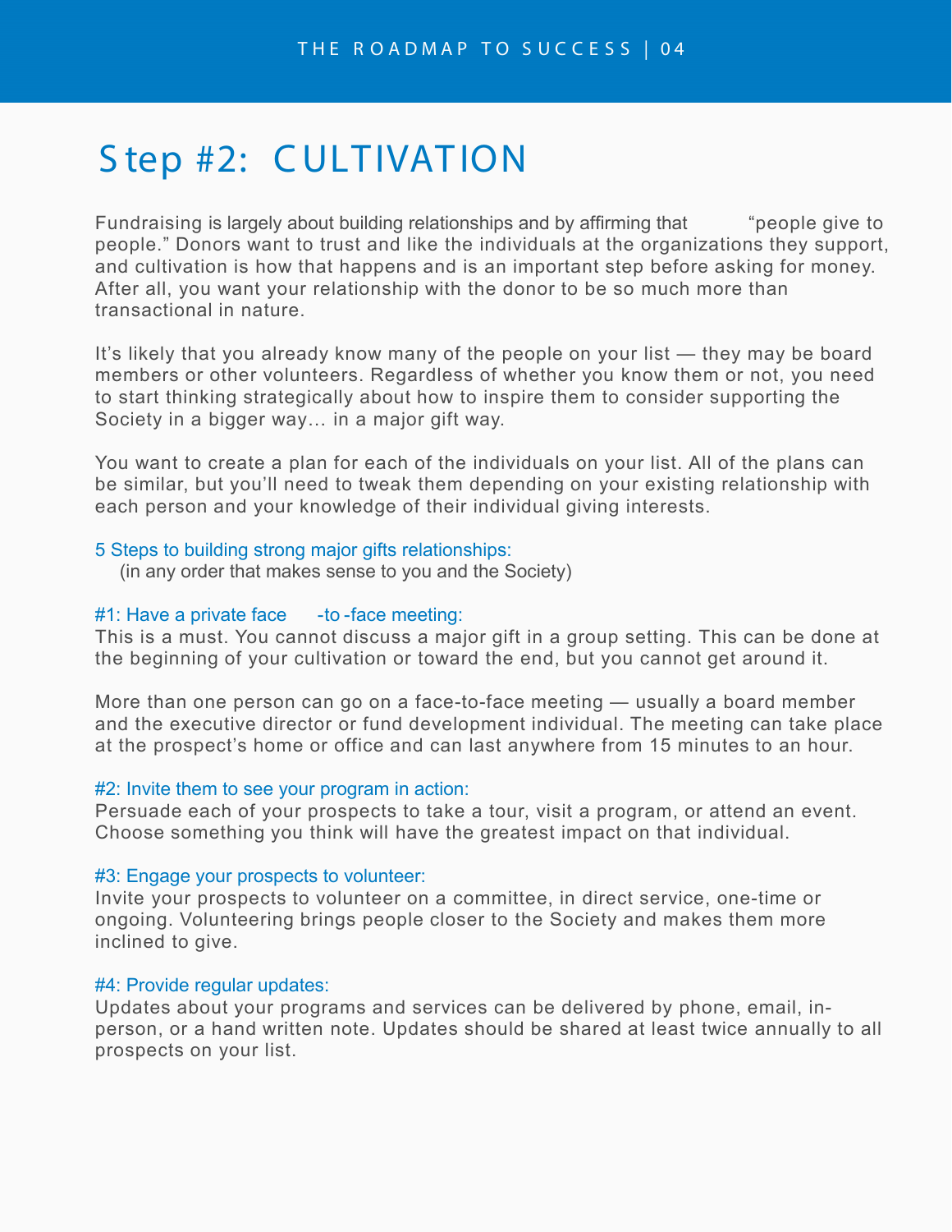# Step #2: CULTIVATION

Fundraising is largely about building relationships and by affirming that "people give to people." Donors want to trust and like the individuals at the organizations they support, and cultivation is how that happens and is an important step before asking for money. After all, you want your relationship with the donor to be so much more than transactional in nature.

It's likely that you already know many of the people on your list — they may be board members or other volunteers. Regardless of whether you know them or not, you need to start thinking strategically about how to inspire them to consider supporting the Society in a bigger way… in a major gift way.

You want to create a plan for each of the individuals on your list. All of the plans can be similar, but you'll need to tweak them depending on your existing relationship with each person and your knowledge of their individual giving interests.

### 5 Steps to building strong major gifts relationships:

(in any order that makes sense to you and the Society)

#### #1: Have a private face-to-face meeting:

This is a must. You cannot discuss a major gift in a group setting. This can be done at the beginning of your cultivation or toward the end, but you cannot get around it.

More than one person can go on a face-to-face meeting — usually a board member and the executive director or fund development individual. The meeting can take place at the prospect's home or office and can last anywhere from 15 minutes to an hour.

#### #2: Invite them to see your program in action:

Persuade each of your prospects to take a tour, visit a program, or attend an event. Choose something you think will have the greatest impact on that individual.

#### #3: Engage your prospects to volunteer:

Invite your prospects to volunteer on a committee, in direct service, one-time or ongoing. Volunteering brings people closer to the Society and makes them more inclined to give.

#### #4: Provide regular updates:

Updates about your programs and services can be delivered by phone, email, in-person, or a hand written note. Updates should be shared at least twice annually to all prospects on your list.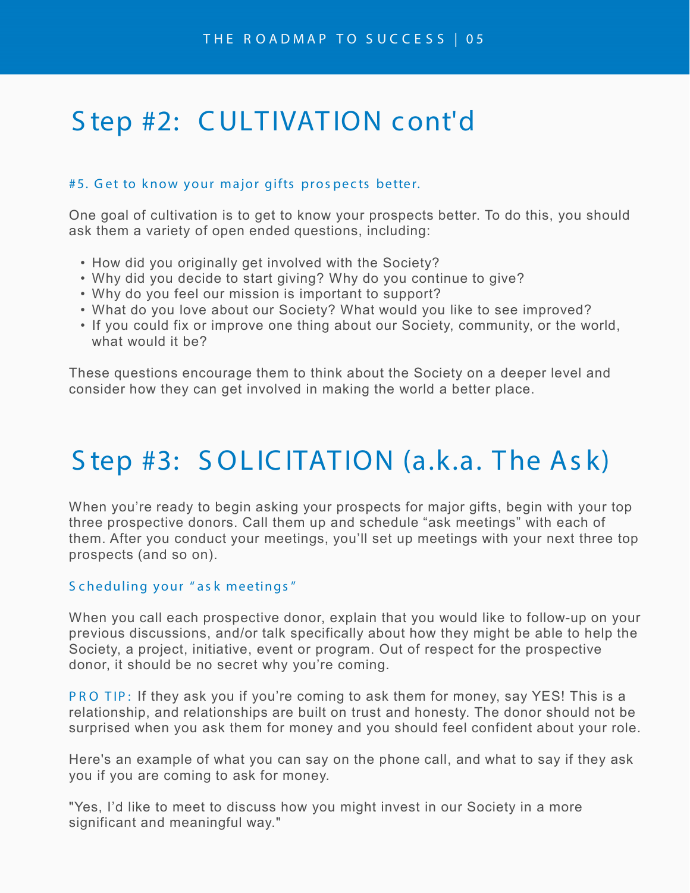## Step #2: CULTIVATION cont'd

### #5. Get to know your major gifts prospects better.

One goal of cultivation is to get to know your prospects better. To do this, you should ask them a variety of open ended questions, including:

- How did you originally get involved with the Society?
- Why did you decide to start giving? Why do you continue to give?
- Why do you feel our mission is important to support?
- What do you love about our Society? What would you like to see improved?
- If you could fix or improve one thing about our Society, community, or the world, what would it be?

These questions encourage them to think about the Society on a deeper level and consider how they can get involved in making the world a better place.

## Step #3: SOLICITATION (a.k.a. The Ask)

When you're ready to begin asking your prospects for major gifts, begin with your top three prospective donors. Call them up and schedule "ask meetings" with each of them. After you conduct your meetings, you'll set up meetings with your next three top prospects (and so on).

### Scheduling your "ask meetings"

When you call each prospective donor, explain that you would like to follow-up on your previous discussions, and/or talk specifically about how they might be able to help the Society, a project, initiative, event or program. Out of respect for the prospective donor, it should be no secret why you're coming.

PRO TIP: If they ask you if you're coming to ask them for money, say YES! This is a relationship, and relationships are built on trust and honesty. The donor should not be surprised when you ask them for money and you should feel confident about your role.

Here's an example of what you can say on the phone call, and what to say if they ask you if you are coming to ask for money.

"Yes, I'd like to meet to discuss how you might invest in our Society in a more significant and meaningful way."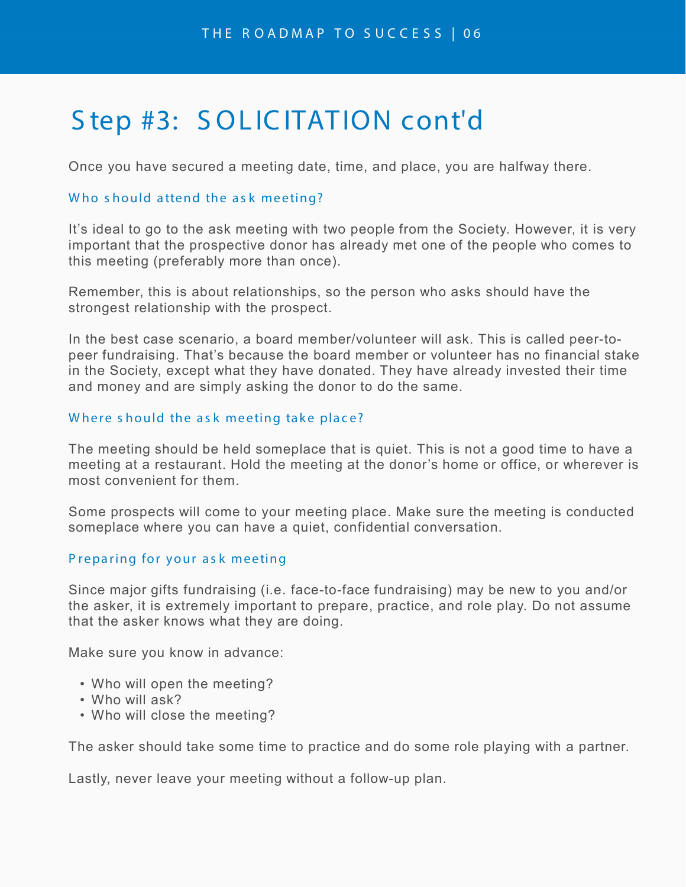# Step #3: SOLICITATION cont'd

Once you have secured a meeting date, time, and place, you are halfway there.

### Who should attend the ask meeting?

It's ideal to go to the ask meeting with two people from the Society. However, it is very important that the prospective donor has already met one of the people who comes to this meeting (preferably more than once).

Remember, this is about relationships, so the person who asks should have the strongest relationship with the prospect.

In the best case scenario, a board member/volunteer will ask. This is called peer-to-peer fundraising. That's because the board member or volunteer has no financial stake in the Society, except what they have donated. They have already invested their time and money and are simply asking the donor to do the same.

### Where should the ask meeting take place?

The meeting should be held someplace that is quiet. This is not a good time to have a meeting at a restaurant. Hold the meeting at the donor's home or office, or wherever is most convenient for them.

Some prospects will come to your meeting place. Make sure the meeting is conducted someplace where you can have a quiet, confidential conversation.

### Preparing for your ask meeting

Since major gifts fundraising (i.e. face-to-face fundraising) may be new to you and/or the asker, it is extremely important to prepare, practice, and role play. Do not assume that the asker knows what they are doing.

Make sure you know in advance:

- Who will open the meeting?
- Who will ask?
- Who will close the meeting?

The asker should take some time to practice and do some role playing with a partner.

Lastly, never leave your meeting without a follow-up plan.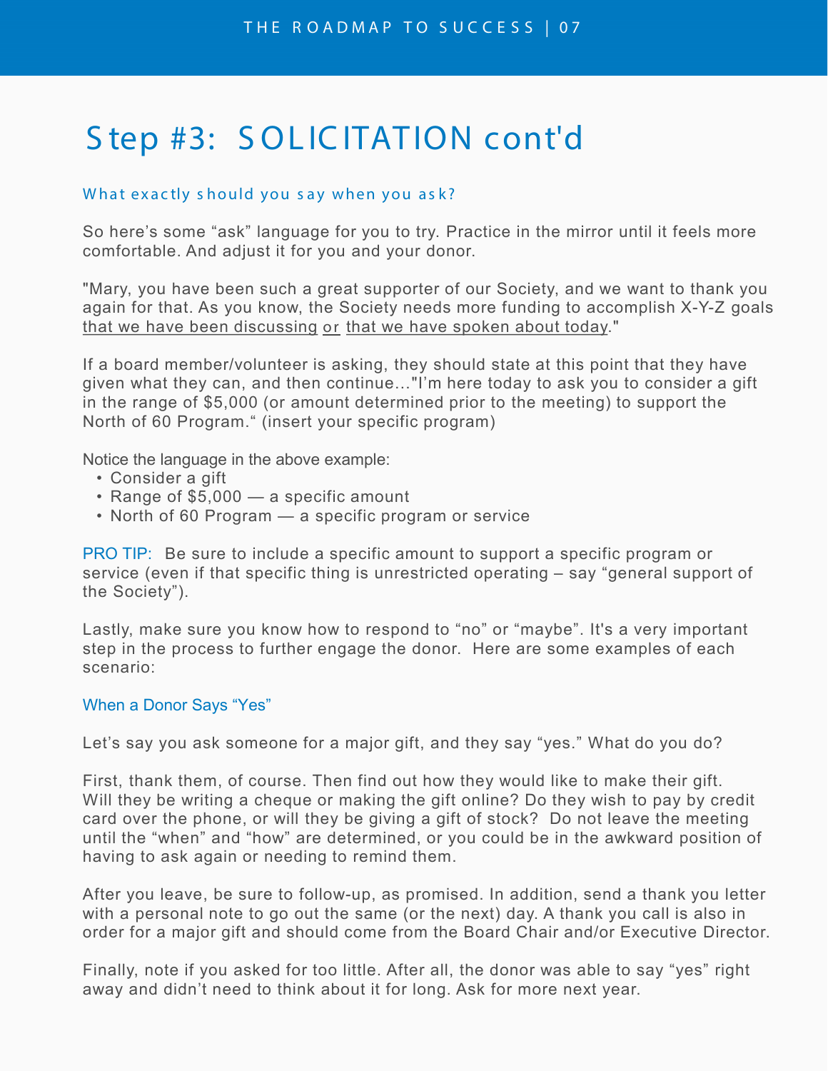# Step #3: SOLICITATION cont'd

### What exactly should you say when you ask?

So here's some "ask" language for you to try. Practice in the mirror until it feels more comfortable. And adjust it for you and your donor.

"Mary, you have been such a great supporter of our Society, and we want to thank you again for that. As you know, the Society needs more funding to accomplish X-Y-Z goals <u>that we have been discussing</u> <u>or</u> <u>that we have spoken about today</u>."

If a board member/volunteer is asking, they should state at this point that they have given what they can, and then continue…"I'm here today to ask you to consider a gift in the range of $5,000 (or amount determined prior to the meeting) to support the North of 60 Program." (insert your specific program)

Notice the language in the above example:

- Consider a gift
- Range of $5,000 — a specific amount
- North of 60 Program — a specific program or service

PRO TIP: Be sure to include a specific amount to support a specific program or service (even if that specific thing is unrestricted operating – say "general support of the Society").

Lastly, make sure you know how to respond to "no" or "maybe". It's a very important step in the process to further engage the donor. Here are some examples of each scenario:

### When a Donor Says "Yes"

Let's say you ask someone for a major gift, and they say "yes." What do you do?

First, thank them, of course. Then find out how they would like to make their gift. Will they be writing a cheque or making the gift online? Do they wish to pay by credit card over the phone, or will they be giving a gift of stock? Do not leave the meeting until the "when" and "how" are determined, or you could be in the awkward position of having to ask again or needing to remind them.

After you leave, be sure to follow-up, as promised. In addition, send a thank you letter with a personal note to go out the same (or the next) day. A thank you call is also in order for a major gift and should come from the Board Chair and/or Executive Director.

Finally, note if you asked for too little. After all, the donor was able to say "yes" right away and didn't need to think about it for long. Ask for more next year.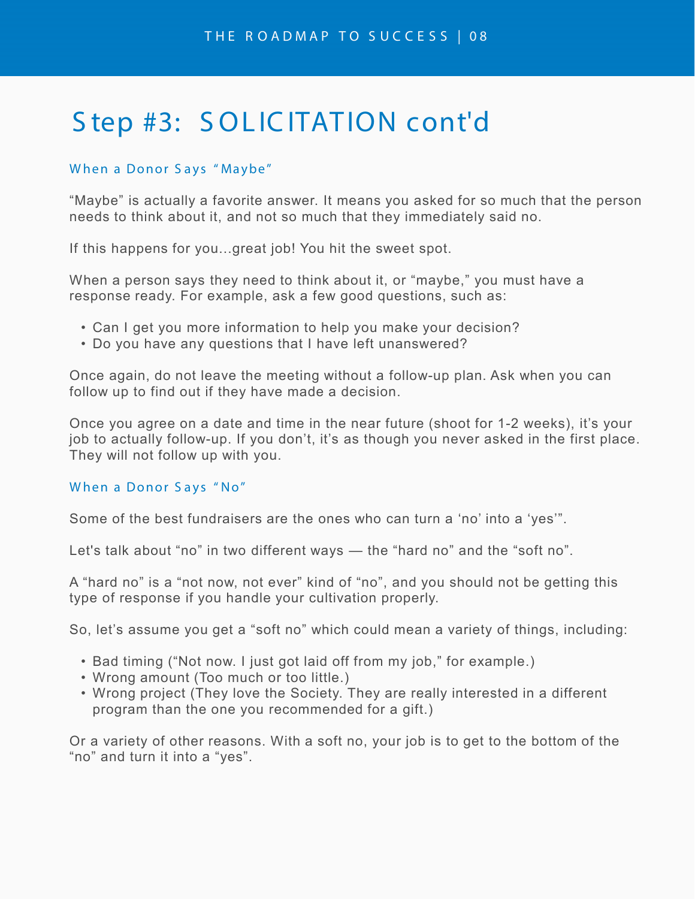# Step #3: SOLICITATION cont'd

### When a Donor Says "Maybe"

"Maybe" is actually a favorite answer. It means you asked for so much that the person needs to think about it, and not so much that they immediately said no.

If this happens for you...great job! You hit the sweet spot.

When a person says they need to think about it, or "maybe," you must have a response ready. For example, ask a few good questions, such as:

- Can I get you more information to help you make your decision?
- Do you have any questions that I have left unanswered?

Once again, do not leave the meeting without a follow-up plan. Ask when you can follow up to find out if they have made a decision.

Once you agree on a date and time in the near future (shoot for 1-2 weeks), it's your job to actually follow-up. If you don't, it's as though you never asked in the first place. They will not follow up with you.

### When a Donor Says "No"

Some of the best fundraisers are the ones who can turn a 'no' into a 'yes'".

Let's talk about "no" in two different ways — the "hard no" and the "soft no".

A "hard no" is a "not now, not ever" kind of "no", and you should not be getting this type of response if you handle your cultivation properly.

So, let's assume you get a "soft no" which could mean a variety of things, including:

- Bad timing ("Not now. I just got laid off from my job," for example.)
- Wrong amount (Too much or too little.)
- Wrong project (They love the Society. They are really interested in a different program than the one you recommended for a gift.)

Or a variety of other reasons. With a soft no, your job is to get to the bottom of the "no" and turn it into a "yes".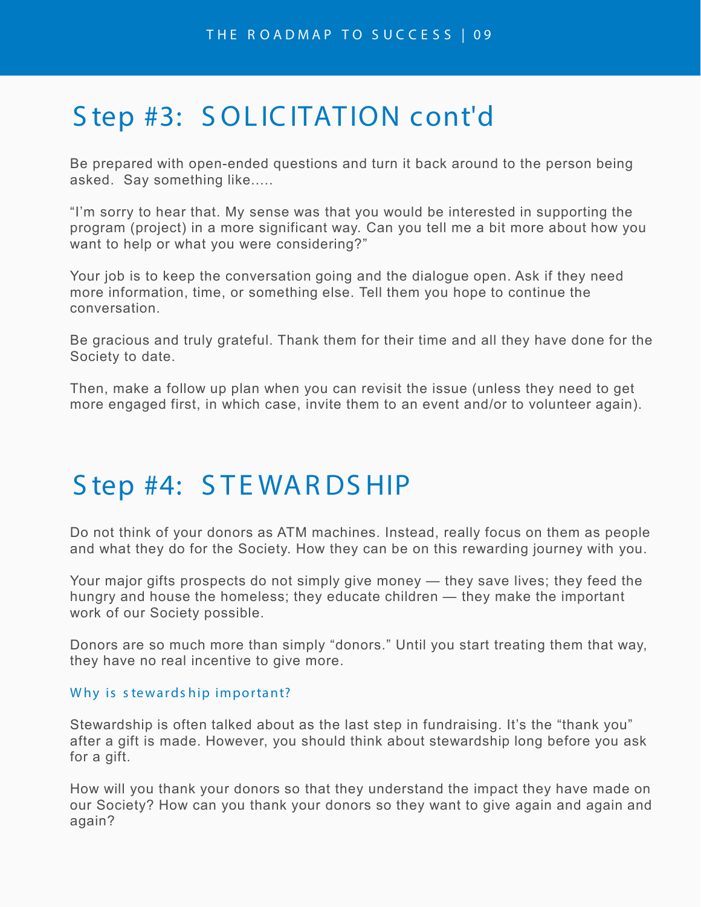# Step #3: SOLICITATION cont'd

Be prepared with open-ended questions and turn it back around to the person being asked. Say something like.....

"I'm sorry to hear that. My sense was that you would be interested in supporting the program (project) in a more significant way. Can you tell me a bit more about how you want to help or what you were considering?"

Your job is to keep the conversation going and the dialogue open. Ask if they need more information, time, or something else. Tell them you hope to continue the conversation.

Be gracious and truly grateful. Thank them for their time and all they have done for the Society to date.

Then, make a follow up plan when you can revisit the issue (unless they need to get more engaged first, in which case, invite them to an event and/or to volunteer again).

# Step #4: STEWARDSHIP

Do not think of your donors as ATM machines. Instead, really focus on them as people and what they do for the Society. How they can be on this rewarding journey with you.

Your major gifts prospects do not simply give money — they save lives; they feed the hungry and house the homeless; they educate children — they make the important work of our Society possible.

Donors are so much more than simply "donors." Until you start treating them that way, they have no real incentive to give more.

### Why is stewardship important?

Stewardship is often talked about as the last step in fundraising. It's the "thank you" after a gift is made. However, you should think about stewardship long before you ask for a gift.

How will you thank your donors so that they understand the impact they have made on our Society? How can you thank your donors so they want to give again and again and again?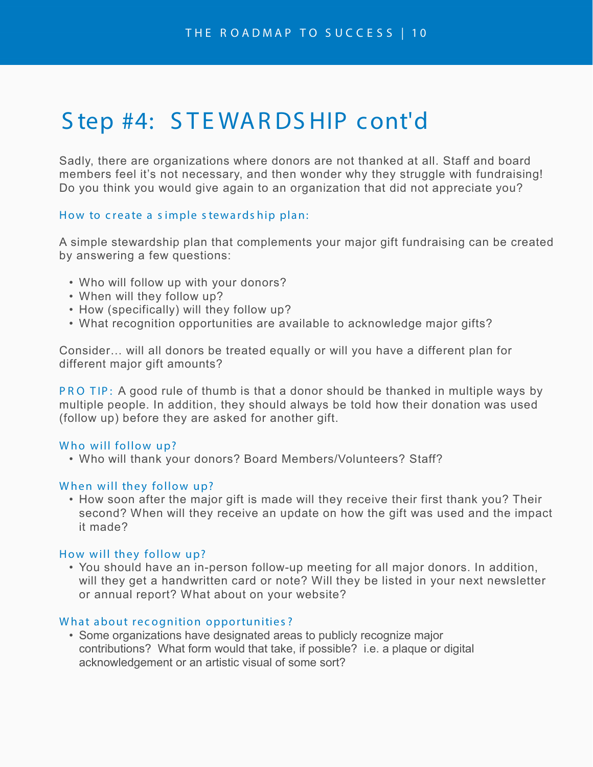# Step #4: STEWARDSHIP cont'd

Sadly, there are organizations where donors are not thanked at all. Staff and board members feel it's not necessary, and then wonder why they struggle with fundraising! Do you think you would give again to an organization that did not appreciate you?

### How to create a simple stewardship plan:

A simple stewardship plan that complements your major gift fundraising can be created by answering a few questions:

- Who will follow up with your donors?
- When will they follow up?
- How (specifically) will they follow up?
- What recognition opportunities are available to acknowledge major gifts?

Consider... will all donors be treated equally or will you have a different plan for different major gift amounts?

PRO TIP: A good rule of thumb is that a donor should be thanked in multiple ways by multiple people. In addition, they should always be told how their donation was used (follow up) before they are asked for another gift.

### Who will follow up?

- Who will thank your donors? Board Members/Volunteers? Staff?

### When will they follow up?

- How soon after the major gift is made will they receive their first thank you? Their second? When will they receive an update on how the gift was used and the impact it made?

### How will they follow up?

- You should have an in-person follow-up meeting for all major donors. In addition, will they get a handwritten card or note? Will they be listed in your next newsletter or annual report? What about on your website?

### What about recognition opportunities?

- Some organizations have designated areas to publicly recognize major contributions? What form would that take, if possible? i.e. a plaque or digital acknowledgement or an artistic visual of some sort?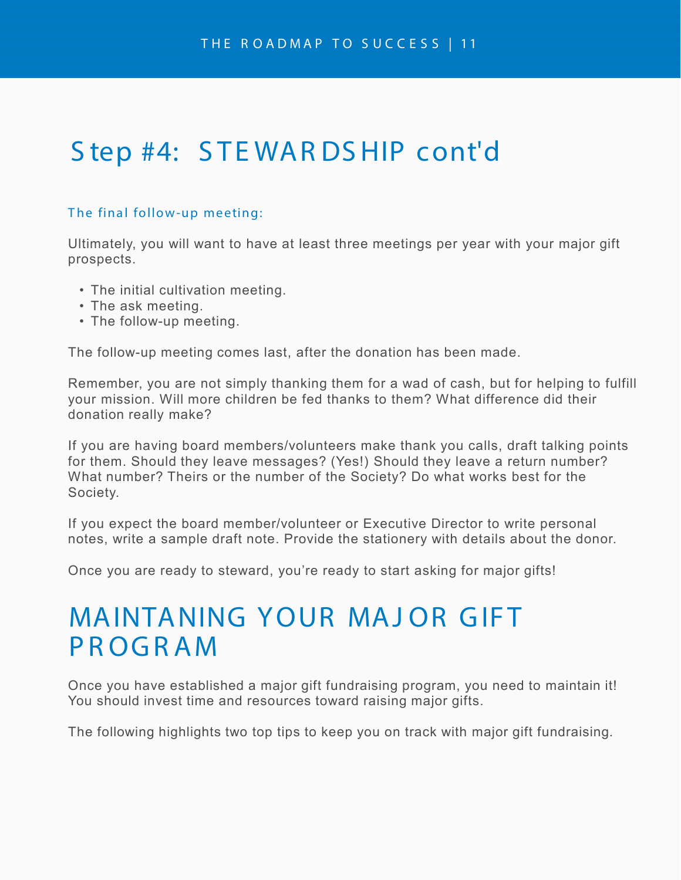# Step #4: STEWARDSHIP cont'd

### The final follow-up meeting:

Ultimately, you will want to have at least three meetings per year with your major gift prospects.

- The initial cultivation meeting.
- The ask meeting.
- The follow-up meeting.

The follow-up meeting comes last, after the donation has been made.

Remember, you are not simply thanking them for a wad of cash, but for helping to fulfill your mission. Will more children be fed thanks to them? What difference did their donation really make?

If you are having board members/volunteers make thank you calls, draft talking points for them. Should they leave messages? (Yes!) Should they leave a return number? What number? Theirs or the number of the Society? Do what works best for the Society.

If you expect the board member/volunteer or Executive Director to write personal notes, write a sample draft note. Provide the stationery with details about the donor.

Once you are ready to steward, you're ready to start asking for major gifts!

# MAINTANING YOUR MAJOR GIFT PROGRAM

Once you have established a major gift fundraising program, you need to maintain it! You should invest time and resources toward raising major gifts.

The following highlights two top tips to keep you on track with major gift fundraising.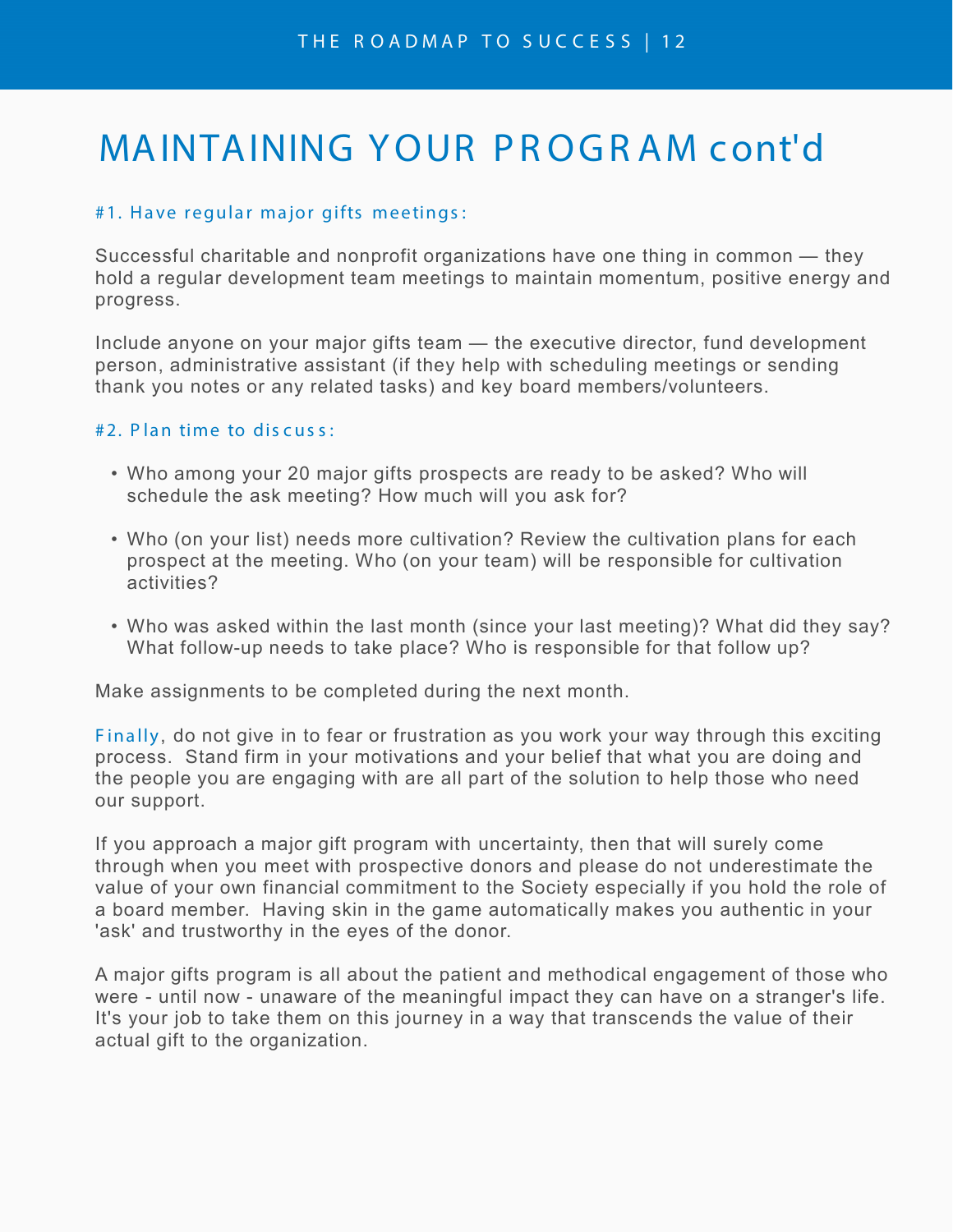# MAINTAINING YOUR PROGRAM cont'd

### #1. Have regular major gifts meetings:

Successful charitable and nonprofit organizations have one thing in common — they hold a regular development team meetings to maintain momentum, positive energy and progress.

Include anyone on your major gifts team — the executive director, fund development person, administrative assistant (if they help with scheduling meetings or sending thank you notes or any related tasks) and key board members/volunteers.

### #2. Plan time to discuss:

- Who among your 20 major gifts prospects are ready to be asked? Who will schedule the ask meeting? How much will you ask for?
- Who (on your list) needs more cultivation? Review the cultivation plans for each prospect at the meeting. Who (on your team) will be responsible for cultivation activities?
- Who was asked within the last month (since your last meeting)? What did they say? What follow-up needs to take place? Who is responsible for that follow up?

Make assignments to be completed during the next month.

Finally, do not give in to fear or frustration as you work your way through this exciting process.  Stand firm in your motivations and your belief that what you are doing and the people you are engaging with are all part of the solution to help those who need our support.

If you approach a major gift program with uncertainty, then that will surely come through when you meet with prospective donors and please do not underestimate the value of your own financial commitment to the Society especially if you hold the role of a board member.  Having skin in the game automatically makes you authentic in your 'ask' and trustworthy in the eyes of the donor.

A major gifts program is all about the patient and methodical engagement of those who were - until now - unaware of the meaningful impact they can have on a stranger's life. It's your job to take them on this journey in a way that transcends the value of their actual gift to the organization.